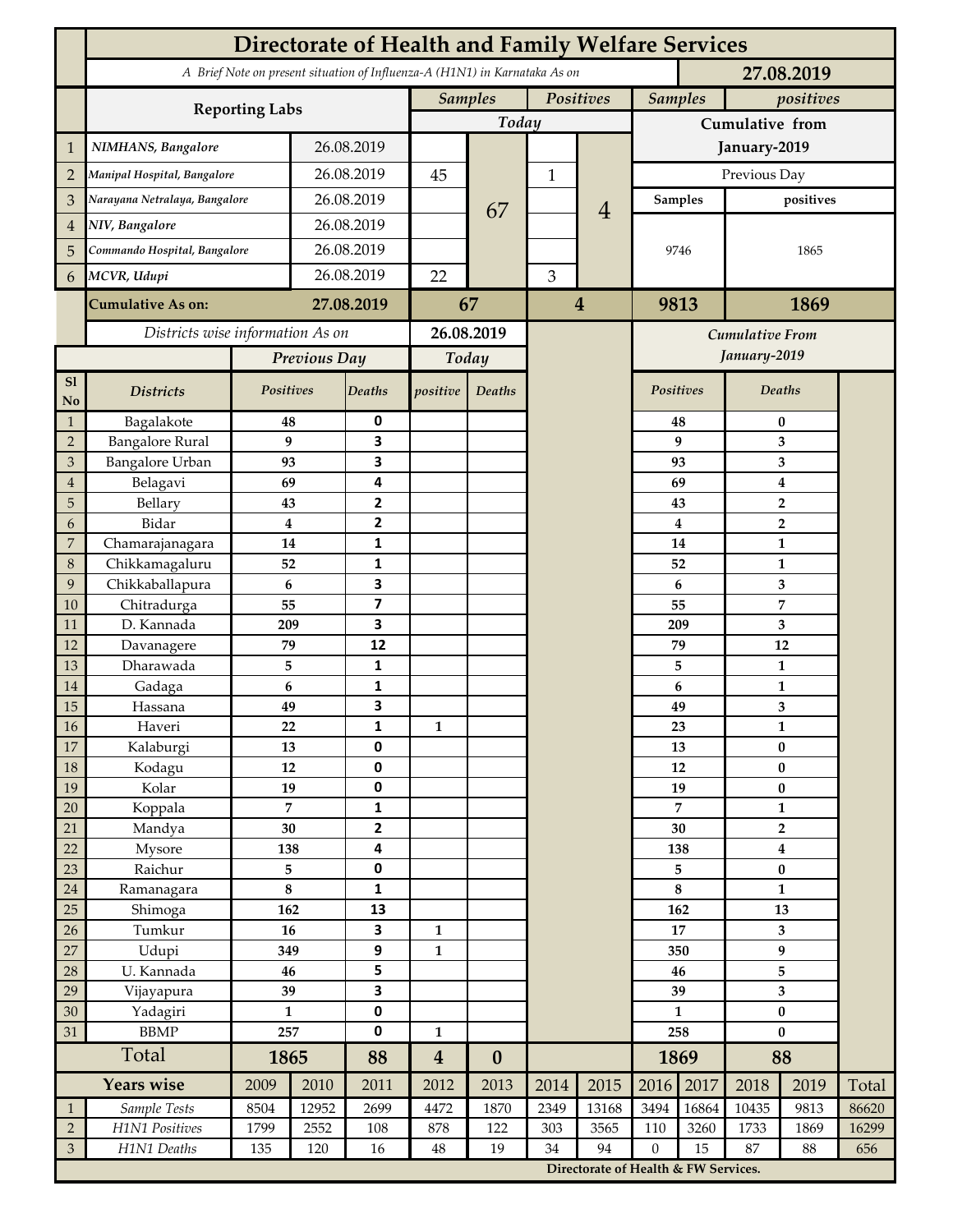# Directorate of Health and Family Welfare Services

*A Brief Note on present situation of Influenza-A (H1N1) in Karnataka As on* **27.08.2019**

| | Reporting Labs | | Samples Today | | Positives Today | | Samples (Cumulative from January-2019) | positives (Cumulative from January-2019) |
|---|---|---|---|---|---|---|---|---|
| 1 | *NIMHANS, Bangalore* | 26.08.2019 | | 67 | | 4 | Previous Day | |
| 2 | *Manipal Hospital, Bangalore* | 26.08.2019 | 45 | | 1 | | Samples | positives |
| 3 | *Narayana Netralaya, Bangalore* | 26.08.2019 | | | | | 9746 | 1865 |
| 4 | *NIV, Bangalore* | 26.08.2019 | | | | | | |
| 5 | *Commando Hospital, Bangalore* | 26.08.2019 | | | | | | |
| 6 | *MCVR, Udupi* | 26.08.2019 | 22 | | 3 | | | |
| | **Cumulative As on:** | **27.08.2019** | **67** | | **4** | | **9813** | **1869** |

*Districts wise information As on* **26.08.2019**

| Sl No | Districts | Previous Day Positives | Previous Day Deaths | Today positive | Today Deaths | Cumulative From January-2019 Positives | Cumulative From January-2019 Deaths |
|---|---|---|---|---|---|---|---|
| 1 | Bagalakote | 48 | 0 | | | 48 | 0 |
| 2 | Bangalore Rural | 9 | 3 | | | 9 | 3 |
| 3 | Bangalore Urban | 93 | 3 | | | 93 | 3 |
| 4 | Belagavi | 69 | 4 | | | 69 | 4 |
| 5 | Bellary | 43 | 2 | | | 43 | 2 |
| 6 | Bidar | 4 | 2 | | | 4 | 2 |
| 7 | Chamarajanagara | 14 | 1 | | | 14 | 1 |
| 8 | Chikkamagaluru | 52 | 1 | | | 52 | 1 |
| 9 | Chikkaballapura | 6 | 3 | | | 6 | 3 |
| 10 | Chitradurga | 55 | 7 | | | 55 | 7 |
| 11 | D. Kannada | 209 | 3 | | | 209 | 3 |
| 12 | Davanagere | 79 | 12 | | | 79 | 12 |
| 13 | Dharawada | 5 | 1 | | | 5 | 1 |
| 14 | Gadaga | 6 | 1 | | | 6 | 1 |
| 15 | Hassana | 49 | 3 | | | 49 | 3 |
| 16 | Haveri | 22 | 1 | 1 | | 23 | 1 |
| 17 | Kalaburgi | 13 | 0 | | | 13 | 0 |
| 18 | Kodagu | 12 | 0 | | | 12 | 0 |
| 19 | Kolar | 19 | 0 | | | 19 | 0 |
| 20 | Koppala | 7 | 1 | | | 7 | 1 |
| 21 | Mandya | 30 | 2 | | | 30 | 2 |
| 22 | Mysore | 138 | 4 | | | 138 | 4 |
| 23 | Raichur | 5 | 0 | | | 5 | 0 |
| 24 | Ramanagara | 8 | 1 | | | 8 | 1 |
| 25 | Shimoga | 162 | 13 | | | 162 | 13 |
| 26 | Tumkur | 16 | 3 | 1 | | 17 | 3 |
| 27 | Udupi | 349 | 9 | 1 | | 350 | 9 |
| 28 | U. Kannada | 46 | 5 | | | 46 | 5 |
| 29 | Vijayapura | 39 | 3 | | | 39 | 3 |
| 30 | Yadagiri | 1 | 0 | | | 1 | 0 |
| 31 | BBMP | 257 | 0 | 1 | | 258 | 0 |
| | **Total** | **1865** | **88** | **4** | **0** | **1869** | **88** |

| | Years wise | 2009 | 2010 | 2011 | 2012 | 2013 | 2014 | 2015 | 2016 | 2017 | 2018 | 2019 | Total |
|---|---|---|---|---|---|---|---|---|---|---|---|---|---|
| 1 | *Sample Tests* | 8504 | 12952 | 2699 | 4472 | 1870 | 2349 | 13168 | 3494 | 16864 | 10435 | 9813 | 86620 |
| 2 | *H1N1 Positives* | 1799 | 2552 | 108 | 878 | 122 | 303 | 3565 | 110 | 3260 | 1733 | 1869 | 16299 |
| 3 | *H1N1 Deaths* | 135 | 120 | 16 | 48 | 19 | 34 | 94 | 0 | 15 | 87 | 88 | 656 |

**Directorate of Health & FW Services.**